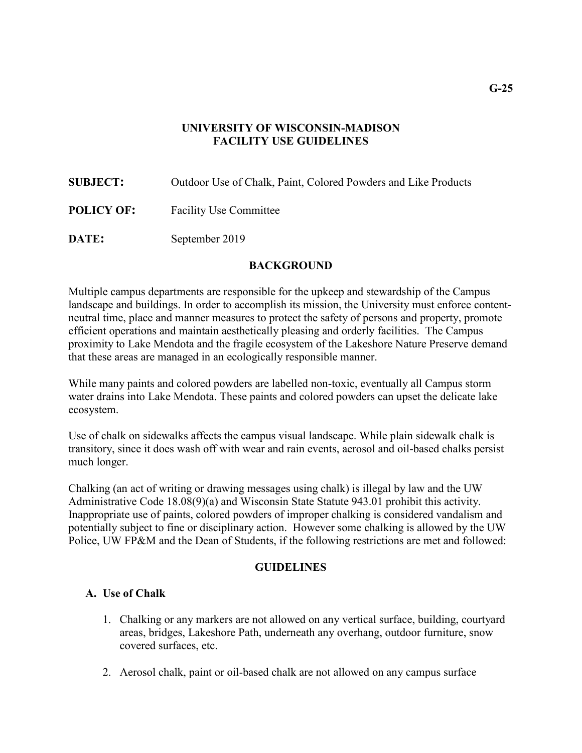G-25

# UNIVERSITY OF WISCONSIN-MADISON
# FACILITY USE GUIDELINES

**SUBJECT:** Outdoor Use of Chalk, Paint, Colored Powders and Like Products

**POLICY OF:** Facility Use Committee

**DATE:** September 2019

## BACKGROUND

Multiple campus departments are responsible for the upkeep and stewardship of the Campus landscape and buildings. In order to accomplish its mission, the University must enforce content-neutral time, place and manner measures to protect the safety of persons and property, promote efficient operations and maintain aesthetically pleasing and orderly facilities. The Campus proximity to Lake Mendota and the fragile ecosystem of the Lakeshore Nature Preserve demand that these areas are managed in an ecologically responsible manner.

While many paints and colored powders are labelled non-toxic, eventually all Campus storm water drains into Lake Mendota. These paints and colored powders can upset the delicate lake ecosystem.

Use of chalk on sidewalks affects the campus visual landscape. While plain sidewalk chalk is transitory, since it does wash off with wear and rain events, aerosol and oil-based chalks persist much longer.

Chalking (an act of writing or drawing messages using chalk) is illegal by law and the UW Administrative Code 18.08(9)(a) and Wisconsin State Statute 943.01 prohibit this activity. Inappropriate use of paints, colored powders of improper chalking is considered vandalism and potentially subject to fine or disciplinary action. However some chalking is allowed by the UW Police, UW FP&M and the Dean of Students, if the following restrictions are met and followed:

## GUIDELINES

### A. Use of Chalk

1. Chalking or any markers are not allowed on any vertical surface, building, courtyard areas, bridges, Lakeshore Path, underneath any overhang, outdoor furniture, snow covered surfaces, etc.

2. Aerosol chalk, paint or oil-based chalk are not allowed on any campus surface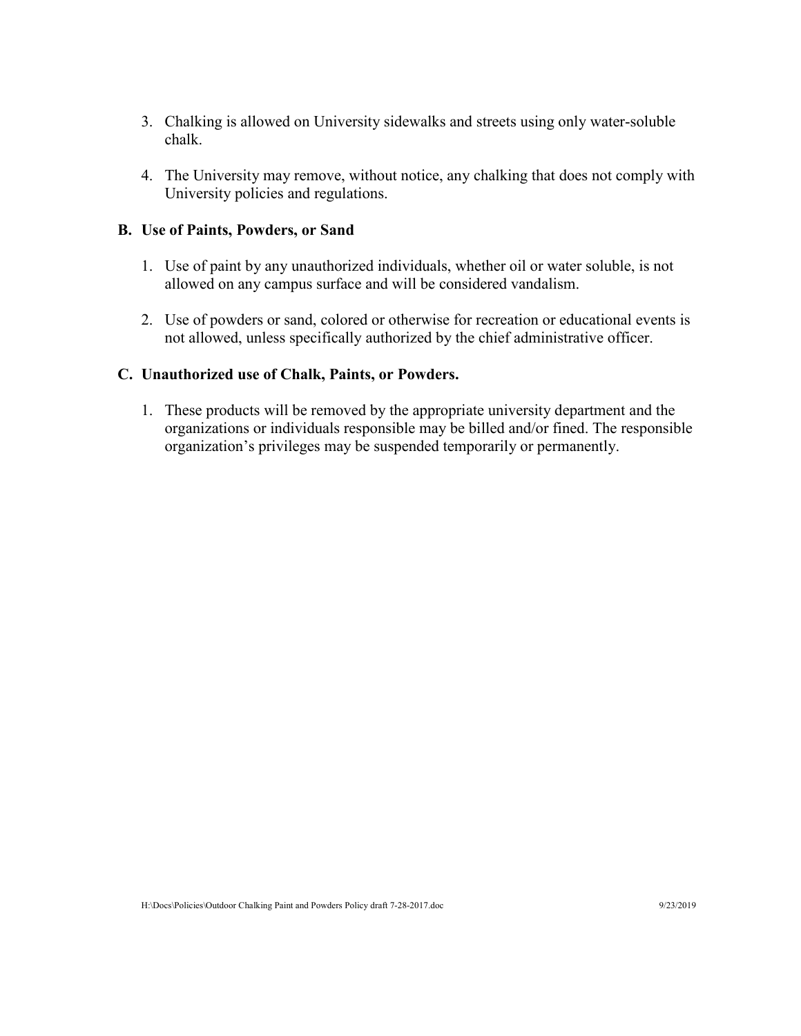3. Chalking is allowed on University sidewalks and streets using only water-soluble chalk.

4. The University may remove, without notice, any chalking that does not comply with University policies and regulations.

**B. Use of Paints, Powders, or Sand**

1. Use of paint by any unauthorized individuals, whether oil or water soluble, is not allowed on any campus surface and will be considered vandalism.

2. Use of powders or sand, colored or otherwise for recreation or educational events is not allowed, unless specifically authorized by the chief administrative officer.

**C. Unauthorized use of Chalk, Paints, or Powders.**

1. These products will be removed by the appropriate university department and the organizations or individuals responsible may be billed and/or fined. The responsible organization's privileges may be suspended temporarily or permanently.